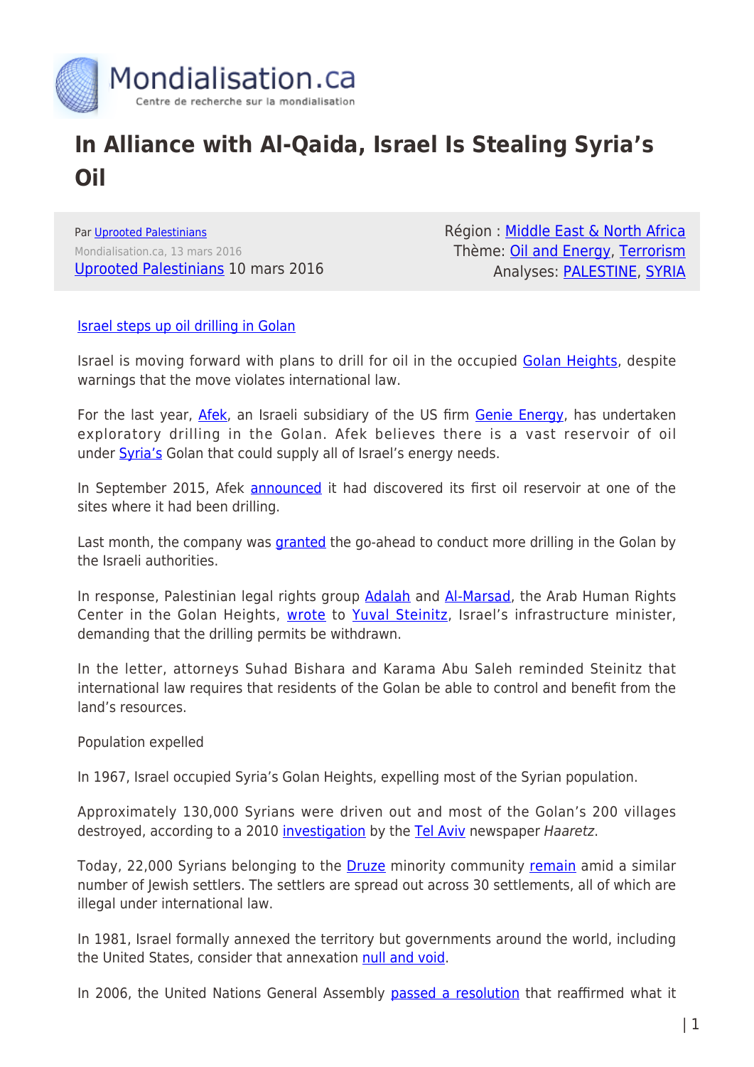# In Alliance with Al-Qaida, Israel Is Stealing Syria's Oil

Par Uprooted Palestinians
Mondialisation.ca, 13 mars 2016
Uprooted Palestinians 10 mars 2016

Région : Middle East & North Africa
Thème: Oil and Energy, Terrorism
Analyses: PALESTINE, SYRIA

Israel steps up oil drilling in Golan

Israel is moving forward with plans to drill for oil in the occupied Golan Heights, despite warnings that the move violates international law.

For the last year, Afek, an Israeli subsidiary of the US firm Genie Energy, has undertaken exploratory drilling in the Golan. Afek believes there is a vast reservoir of oil under Syria's Golan that could supply all of Israel's energy needs.

In September 2015, Afek announced it had discovered its first oil reservoir at one of the sites where it had been drilling.

Last month, the company was granted the go-ahead to conduct more drilling in the Golan by the Israeli authorities.

In response, Palestinian legal rights group Adalah and Al-Marsad, the Arab Human Rights Center in the Golan Heights, wrote to Yuval Steinitz, Israel's infrastructure minister, demanding that the drilling permits be withdrawn.

In the letter, attorneys Suhad Bishara and Karama Abu Saleh reminded Steinitz that international law requires that residents of the Golan be able to control and benefit from the land's resources.

Population expelled

In 1967, Israel occupied Syria's Golan Heights, expelling most of the Syrian population.

Approximately 130,000 Syrians were driven out and most of the Golan's 200 villages destroyed, according to a 2010 investigation by the Tel Aviv newspaper *Haaretz*.

Today, 22,000 Syrians belonging to the Druze minority community remain amid a similar number of Jewish settlers. The settlers are spread out across 30 settlements, all of which are illegal under international law.

In 1981, Israel formally annexed the territory but governments around the world, including the United States, consider that annexation null and void.

In 2006, the United Nations General Assembly passed a resolution that reaffirmed what it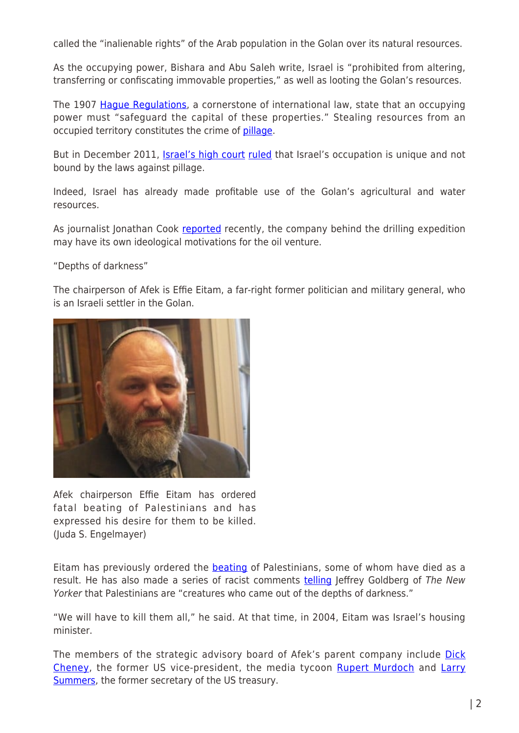called the "inalienable rights" of the Arab population in the Golan over its natural resources.

As the occupying power, Bishara and Abu Saleh write, Israel is "prohibited from altering, transferring or confiscating immovable properties," as well as looting the Golan's resources.

The 1907 Hague Regulations, a cornerstone of international law, state that an occupying power must "safeguard the capital of these properties." Stealing resources from an occupied territory constitutes the crime of pillage.

But in December 2011, Israel's high court ruled that Israel's occupation is unique and not bound by the laws against pillage.

Indeed, Israel has already made profitable use of the Golan's agricultural and water resources.

As journalist Jonathan Cook reported recently, the company behind the drilling expedition may have its own ideological motivations for the oil venture.

"Depths of darkness"

The chairperson of Afek is Effie Eitam, a far-right former politician and military general, who is an Israeli settler in the Golan.

Afek chairperson Effie Eitam has ordered fatal beating of Palestinians and has expressed his desire for them to be killed. (Juda S. Engelmayer)

Eitam has previously ordered the beating of Palestinians, some of whom have died as a result. He has also made a series of racist comments telling Jeffrey Goldberg of *The New Yorker* that Palestinians are "creatures who came out of the depths of darkness."

"We will have to kill them all," he said. At that time, in 2004, Eitam was Israel's housing minister.

The members of the strategic advisory board of Afek's parent company include Dick Cheney, the former US vice-president, the media tycoon Rupert Murdoch and Larry Summers, the former secretary of the US treasury.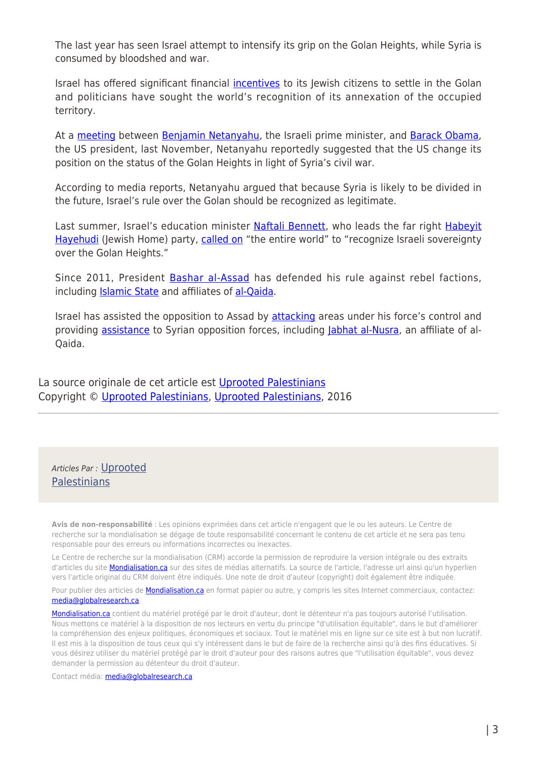The last year has seen Israel attempt to intensify its grip on the Golan Heights, while Syria is consumed by bloodshed and war.

Israel has offered significant financial incentives to its Jewish citizens to settle in the Golan and politicians have sought the world's recognition of its annexation of the occupied territory.

At a meeting between Benjamin Netanyahu, the Israeli prime minister, and Barack Obama, the US president, last November, Netanyahu reportedly suggested that the US change its position on the status of the Golan Heights in light of Syria's civil war.

According to media reports, Netanyahu argued that because Syria is likely to be divided in the future, Israel's rule over the Golan should be recognized as legitimate.

Last summer, Israel's education minister Naftali Bennett, who leads the far right Habeyit Hayehudi (Jewish Home) party, called on "the entire world" to "recognize Israeli sovereignty over the Golan Heights."

Since 2011, President Bashar al-Assad has defended his rule against rebel factions, including Islamic State and affiliates of al-Qaida.

Israel has assisted the opposition to Assad by attacking areas under his force's control and providing assistance to Syrian opposition forces, including Jabhat al-Nusra, an affiliate of al-Qaida.

La source originale de cet article est Uprooted Palestinians
Copyright © Uprooted Palestinians, Uprooted Palestinians, 2016

---

*Articles Par :* Uprooted Palestinians

**Avis de non-responsabilité** : Les opinions exprimées dans cet article n'engagent que le ou les auteurs. Le Centre de recherche sur la mondialisation se dégage de toute responsabilité concernant le contenu de cet article et ne sera pas tenu responsable pour des erreurs ou informations incorrectes ou inexactes.

Le Centre de recherche sur la mondialisation (CRM) accorde la permission de reproduire la version intégrale ou des extraits d'articles du site Mondialisation.ca sur des sites de médias alternatifs. La source de l'article, l'adresse url ainsi qu'un hyperlien vers l'article original du CRM doivent être indiqués. Une note de droit d'auteur (copyright) doit également être indiquée.

Pour publier des articles de Mondialisation.ca en format papier ou autre, y compris les sites Internet commerciaux, contactez: media@globalresearch.ca

Mondialisation.ca contient du matériel protégé par le droit d'auteur, dont le détenteur n'a pas toujours autorisé l'utilisation. Nous mettons ce matériel à la disposition de nos lecteurs en vertu du principe "d'utilisation équitable", dans le but d'améliorer la compréhension des enjeux politiques, économiques et sociaux. Tout le matériel mis en ligne sur ce site est à but non lucratif. Il est mis à la disposition de tous ceux qui s'y intéressent dans le but de faire de la recherche ainsi qu'à des fins éducatives. Si vous désirez utiliser du matériel protégé par le droit d'auteur pour des raisons autres que "l'utilisation équitable", vous devez demander la permission au détenteur du droit d'auteur.

Contact média: media@globalresearch.ca